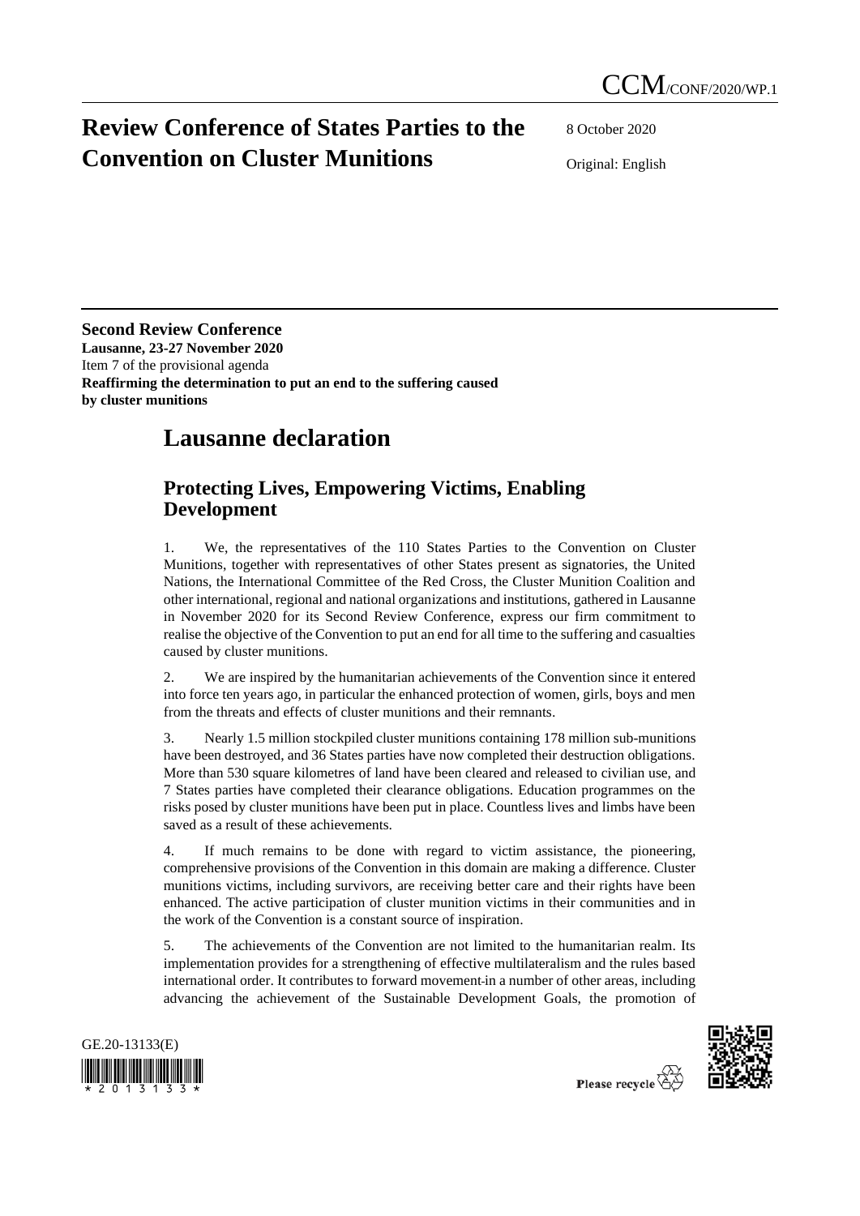CCM/CONF/2020/WP.1

# Review Conference of States Parties to the Convention on Cluster Munitions

8 October 2020

Original: English

**Second Review Conference**
**Lausanne, 23-27 November 2020**
Item 7 of the provisional agenda
**Reaffirming the determination to put an end to the suffering caused by cluster munitions**

# Lausanne declaration

## Protecting Lives, Empowering Victims, Enabling Development

1. We, the representatives of the 110 States Parties to the Convention on Cluster Munitions, together with representatives of other States present as signatories, the United Nations, the International Committee of the Red Cross, the Cluster Munition Coalition and other international, regional and national organizations and institutions, gathered in Lausanne in November 2020 for its Second Review Conference, express our firm commitment to realise the objective of the Convention to put an end for all time to the suffering and casualties caused by cluster munitions.

2. We are inspired by the humanitarian achievements of the Convention since it entered into force ten years ago, in particular the enhanced protection of women, girls, boys and men from the threats and effects of cluster munitions and their remnants.

3. Nearly 1.5 million stockpiled cluster munitions containing 178 million sub-munitions have been destroyed, and 36 States parties have now completed their destruction obligations. More than 530 square kilometres of land have been cleared and released to civilian use, and 7 States parties have completed their clearance obligations. Education programmes on the risks posed by cluster munitions have been put in place. Countless lives and limbs have been saved as a result of these achievements.

4. If much remains to be done with regard to victim assistance, the pioneering, comprehensive provisions of the Convention in this domain are making a difference. Cluster munitions victims, including survivors, are receiving better care and their rights have been enhanced. The active participation of cluster munition victims in their communities and in the work of the Convention is a constant source of inspiration.

5. The achievements of the Convention are not limited to the humanitarian realm. Its implementation provides for a strengthening of effective multilateralism and the rules based international order. It contributes to forward movement in a number of other areas, including advancing the achievement of the Sustainable Development Goals, the promotion of

GE.20-13133(E)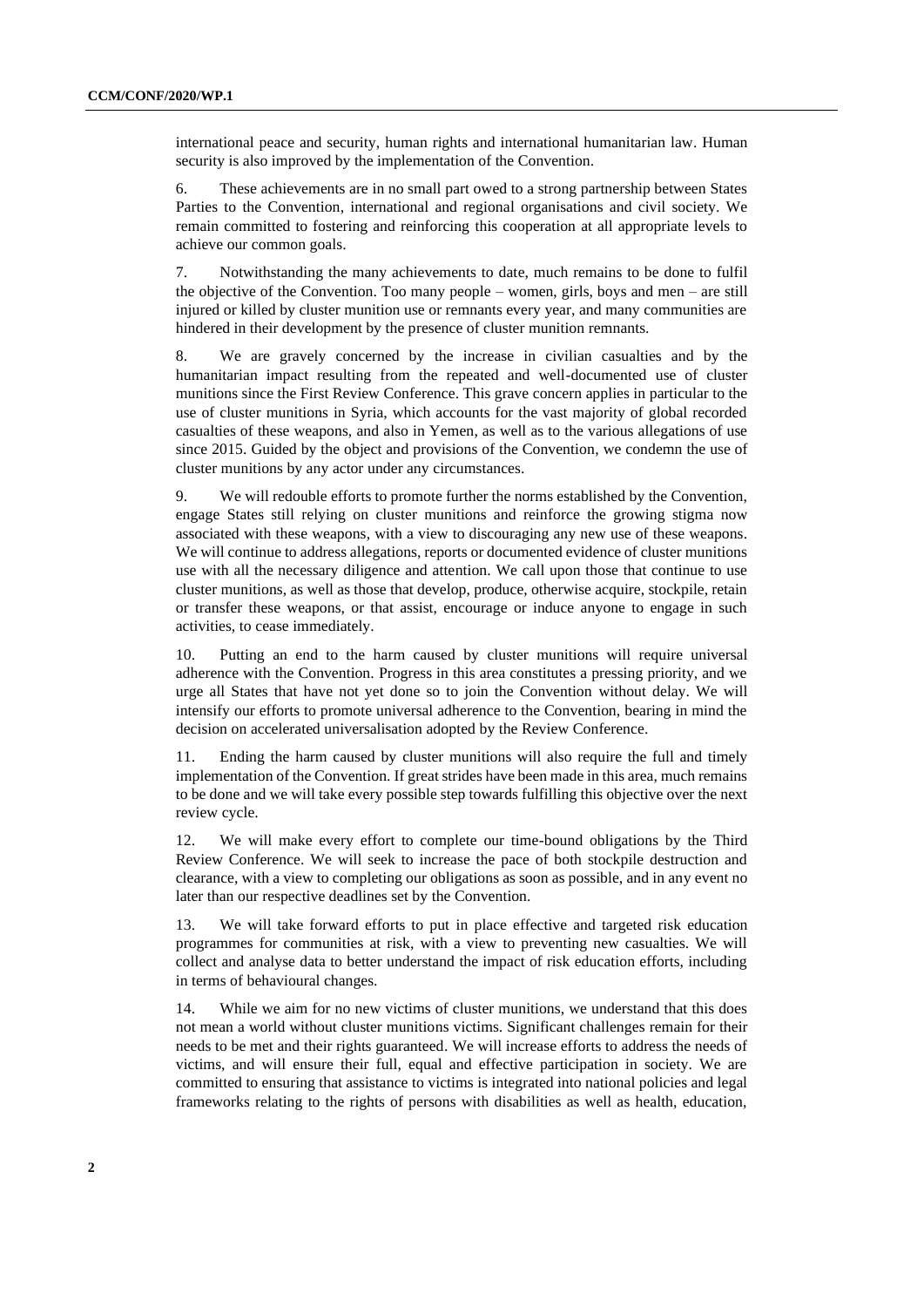international peace and security, human rights and international humanitarian law. Human security is also improved by the implementation of the Convention.

6. These achievements are in no small part owed to a strong partnership between States Parties to the Convention, international and regional organisations and civil society. We remain committed to fostering and reinforcing this cooperation at all appropriate levels to achieve our common goals.

7. Notwithstanding the many achievements to date, much remains to be done to fulfil the objective of the Convention. Too many people – women, girls, boys and men – are still injured or killed by cluster munition use or remnants every year, and many communities are hindered in their development by the presence of cluster munition remnants.

8. We are gravely concerned by the increase in civilian casualties and by the humanitarian impact resulting from the repeated and well-documented use of cluster munitions since the First Review Conference. This grave concern applies in particular to the use of cluster munitions in Syria, which accounts for the vast majority of global recorded casualties of these weapons, and also in Yemen, as well as to the various allegations of use since 2015. Guided by the object and provisions of the Convention, we condemn the use of cluster munitions by any actor under any circumstances.

9. We will redouble efforts to promote further the norms established by the Convention, engage States still relying on cluster munitions and reinforce the growing stigma now associated with these weapons, with a view to discouraging any new use of these weapons. We will continue to address allegations, reports or documented evidence of cluster munitions use with all the necessary diligence and attention. We call upon those that continue to use cluster munitions, as well as those that develop, produce, otherwise acquire, stockpile, retain or transfer these weapons, or that assist, encourage or induce anyone to engage in such activities, to cease immediately.

10. Putting an end to the harm caused by cluster munitions will require universal adherence with the Convention. Progress in this area constitutes a pressing priority, and we urge all States that have not yet done so to join the Convention without delay. We will intensify our efforts to promote universal adherence to the Convention, bearing in mind the decision on accelerated universalisation adopted by the Review Conference.

11. Ending the harm caused by cluster munitions will also require the full and timely implementation of the Convention. If great strides have been made in this area, much remains to be done and we will take every possible step towards fulfilling this objective over the next review cycle.

12. We will make every effort to complete our time-bound obligations by the Third Review Conference. We will seek to increase the pace of both stockpile destruction and clearance, with a view to completing our obligations as soon as possible, and in any event no later than our respective deadlines set by the Convention.

13. We will take forward efforts to put in place effective and targeted risk education programmes for communities at risk, with a view to preventing new casualties. We will collect and analyse data to better understand the impact of risk education efforts, including in terms of behavioural changes.

14. While we aim for no new victims of cluster munitions, we understand that this does not mean a world without cluster munitions victims. Significant challenges remain for their needs to be met and their rights guaranteed. We will increase efforts to address the needs of victims, and will ensure their full, equal and effective participation in society. We are committed to ensuring that assistance to victims is integrated into national policies and legal frameworks relating to the rights of persons with disabilities as well as health, education,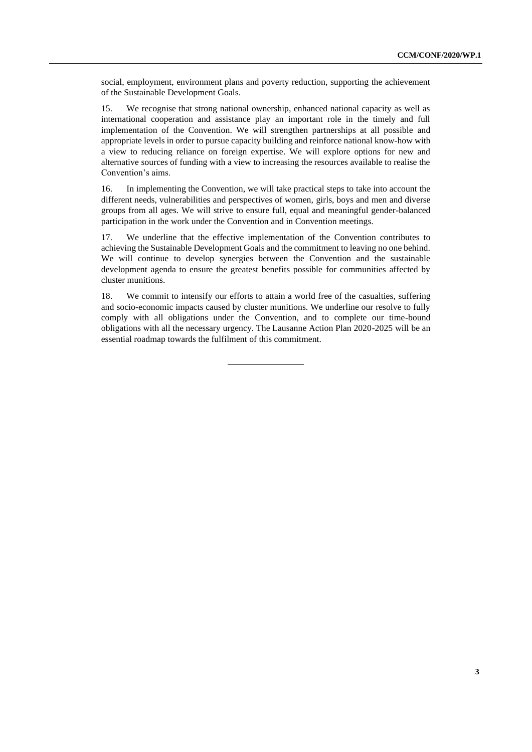social, employment, environment plans and poverty reduction, supporting the achievement of the Sustainable Development Goals.

15. We recognise that strong national ownership, enhanced national capacity as well as international cooperation and assistance play an important role in the timely and full implementation of the Convention. We will strengthen partnerships at all possible and appropriate levels in order to pursue capacity building and reinforce national know-how with a view to reducing reliance on foreign expertise. We will explore options for new and alternative sources of funding with a view to increasing the resources available to realise the Convention's aims.

16. In implementing the Convention, we will take practical steps to take into account the different needs, vulnerabilities and perspectives of women, girls, boys and men and diverse groups from all ages. We will strive to ensure full, equal and meaningful gender-balanced participation in the work under the Convention and in Convention meetings.

17. We underline that the effective implementation of the Convention contributes to achieving the Sustainable Development Goals and the commitment to leaving no one behind. We will continue to develop synergies between the Convention and the sustainable development agenda to ensure the greatest benefits possible for communities affected by cluster munitions.

18. We commit to intensify our efforts to attain a world free of the casualties, suffering and socio-economic impacts caused by cluster munitions. We underline our resolve to fully comply with all obligations under the Convention, and to complete our time-bound obligations with all the necessary urgency. The Lausanne Action Plan 2020-2025 will be an essential roadmap towards the fulfilment of this commitment.